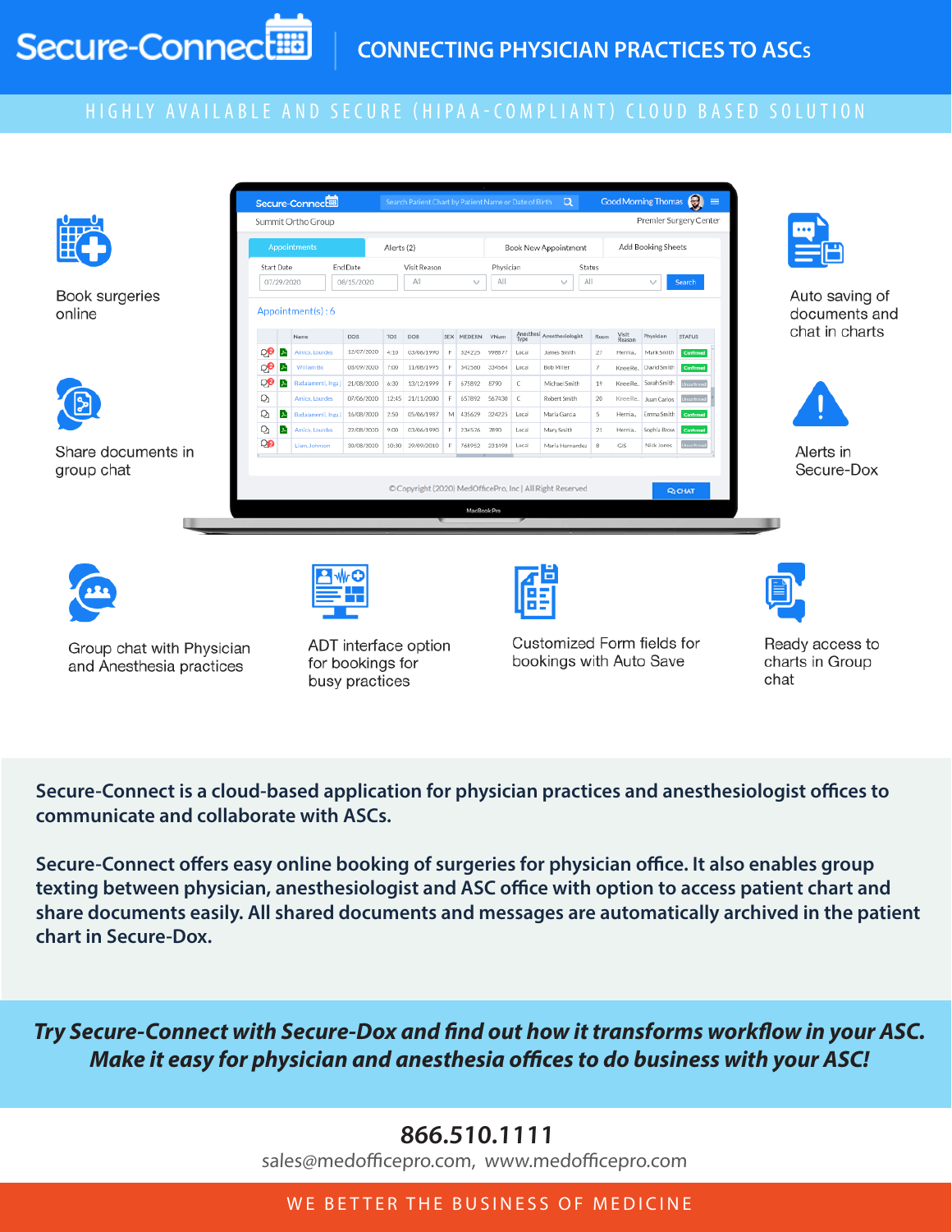# Secure-Connect | CONNECTING PHYSICIAN PRACTICES TO ASCs

HIGHLY AVAILABLE AND SECURE (HIPAA-COMPLIANT) CLOUD BASED SOLUTION

Book surgeries online

Share documents in group chat

Auto saving of documents and chat in charts

Alerts in Secure-Dox

Group chat with Physician and Anesthesia practices

ADT interface option for bookings for busy practices

Customized Form fields for bookings with Auto Save

Ready access to charts in Group chat

**Secure-Connect is a cloud-based application for physician practices and anesthesiologist offices to communicate and collaborate with ASCs.**

**Secure-Connect offers easy online booking of surgeries for physician office. It also enables group texting between physician, anesthesiologist and ASC office with option to access patient chart and share documents easily. All shared documents and messages are automatically archived in the patient chart in Secure-Dox.**

***Try Secure-Connect with Secure-Dox and find out how it transforms workflow in your ASC. Make it easy for physician and anesthesia offices to do business with your ASC!***

**866.510.1111**

sales@medofficepro.com, www.medofficepro.com

WE BETTER THE BUSINESS OF MEDICINE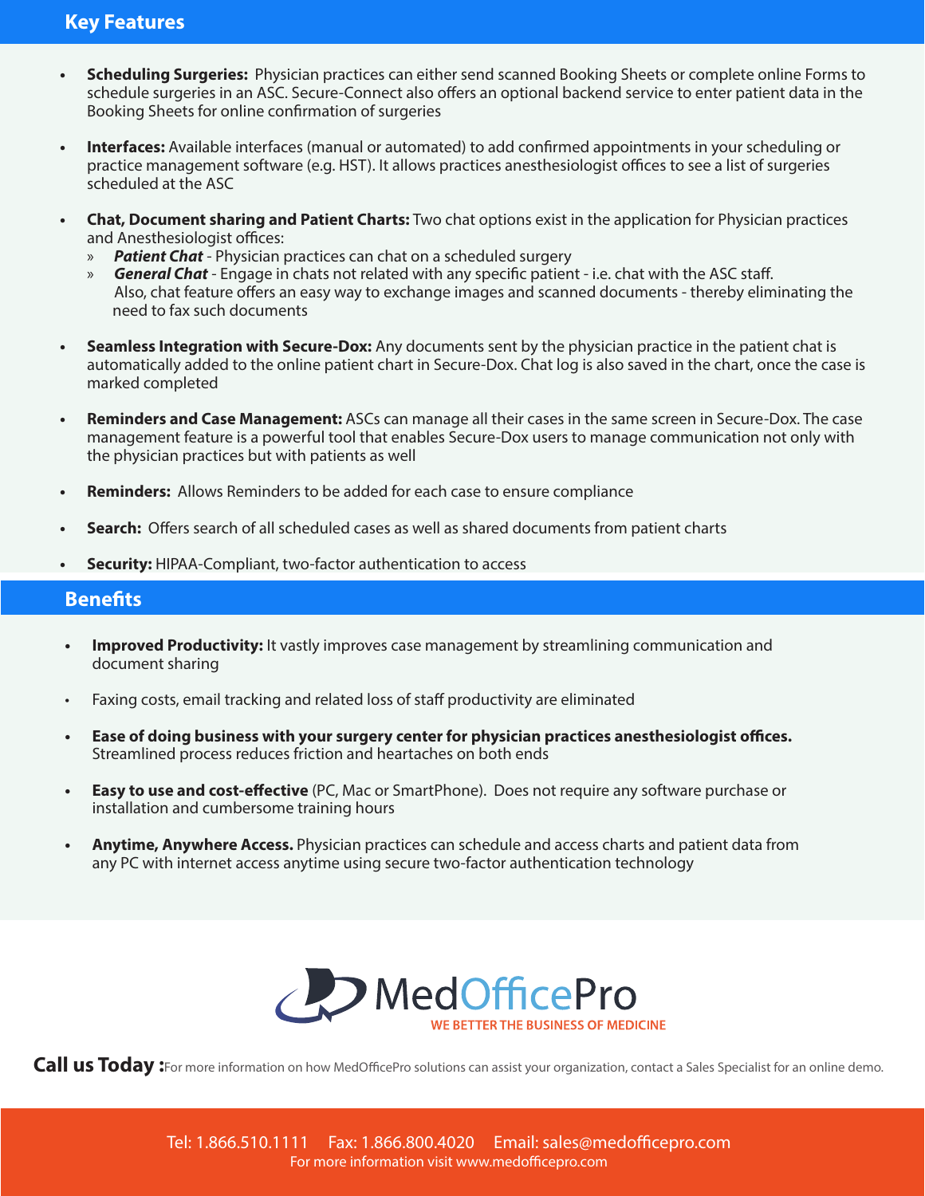## Key Features

- **Scheduling Surgeries:** Physician practices can either send scanned Booking Sheets or complete online Forms to schedule surgeries in an ASC. Secure-Connect also offers an optional backend service to enter patient data in the Booking Sheets for online confirmation of surgeries
- **Interfaces:** Available interfaces (manual or automated) to add confirmed appointments in your scheduling or practice management software (e.g. HST). It allows practices anesthesiologist offices to see a list of surgeries scheduled at the ASC
- **Chat, Document sharing and Patient Charts:** Two chat options exist in the application for Physician practices and Anesthesiologist offices:
  - ***Patient Chat*** - Physician practices can chat on a scheduled surgery
  - ***General Chat*** - Engage in chats not related with any specific patient - i.e. chat with the ASC staff.

  Also, chat feature offers an easy way to exchange images and scanned documents - thereby eliminating the need to fax such documents
- **Seamless Integration with Secure-Dox:** Any documents sent by the physician practice in the patient chat is automatically added to the online patient chart in Secure-Dox. Chat log is also saved in the chart, once the case is marked completed
- **Reminders and Case Management:** ASCs can manage all their cases in the same screen in Secure-Dox. The case management feature is a powerful tool that enables Secure-Dox users to manage communication not only with the physician practices but with patients as well
- **Reminders:** Allows Reminders to be added for each case to ensure compliance
- **Search:** Offers search of all scheduled cases as well as shared documents from patient charts
- **Security:** HIPAA-Compliant, two-factor authentication to access

## Benefits

- **Improved Productivity:** It vastly improves case management by streamlining communication and document sharing
- Faxing costs, email tracking and related loss of staff productivity are eliminated
- **Ease of doing business with your surgery center for physician practices anesthesiologist offices.** Streamlined process reduces friction and heartaches on both ends
- **Easy to use and cost-effective** (PC, Mac or SmartPhone). Does not require any software purchase or installation and cumbersome training hours
- **Anytime, Anywhere Access.** Physician practices can schedule and access charts and patient data from any PC with internet access anytime using secure two-factor authentication technology

MedOfficePro
WE BETTER THE BUSINESS OF MEDICINE

**Call us Today :** For more information on how MedOfficePro solutions can assist your organization, contact a Sales Specialist for an online demo.

Tel: 1.866.510.1111 Fax: 1.866.800.4020 Email: sales@medofficepro.com
For more information visit www.medofficepro.com